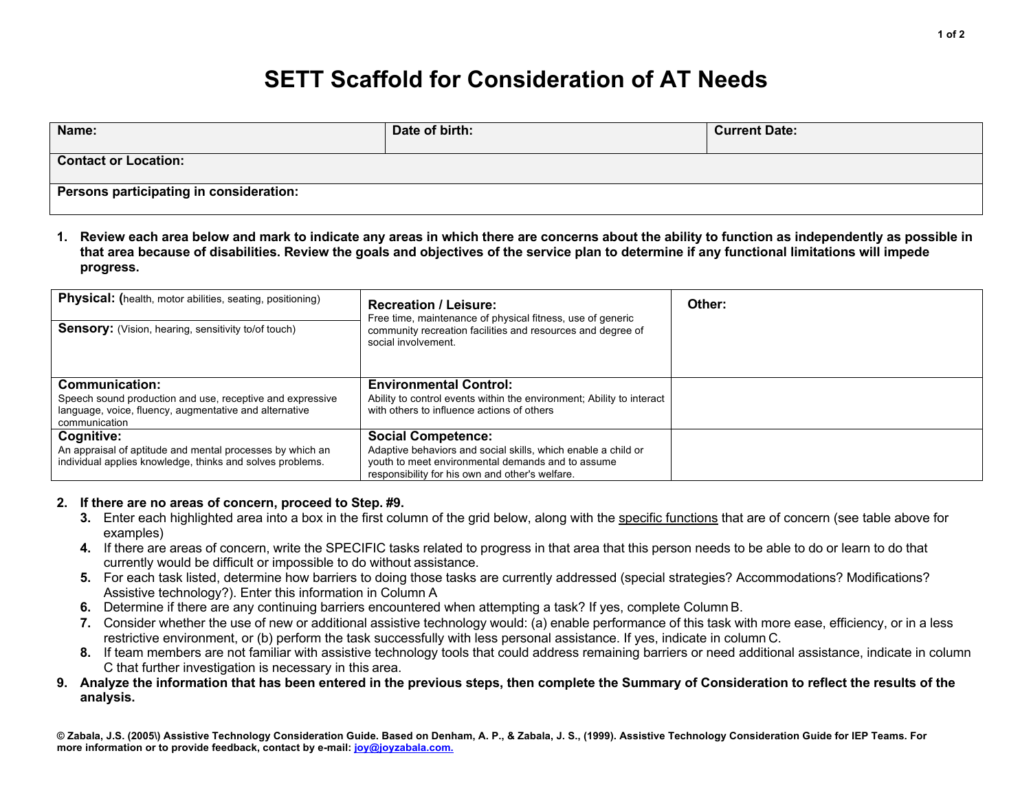# SETT Scaffold for Consideration of AT Needs

| **Name:** | **Date of birth:** | **Current Date:** |
|---|---|---|
| **Contact or Location:** | | |
| **Persons participating in consideration:** | | |

1. **Review each area below and mark to indicate any areas in which there are concerns about the ability to function as independently as possible in that area because of disabilities. Review the goals and objectives of the service plan to determine if any functional limitations will impede progress.**

| | | |
|---|---|---|
| **Physical:** (health, motor abilities, seating, positioning)<br>**Sensory:** (Vision, hearing, sensitivity to/of touch) | **Recreation / Leisure:**<br>Free time, maintenance of physical fitness, use of generic community recreation facilities and resources and degree of social involvement. | **Other:** |
| **Communication:**<br>Speech sound production and use, receptive and expressive language, voice, fluency, augmentative and alternative communication | **Environmental Control:**<br>Ability to control events within the environment; Ability to interact with others to influence actions of others | |
| **Cognitive:**<br>An appraisal of aptitude and mental processes by which an individual applies knowledge, thinks and solves problems. | **Social Competence:**<br>Adaptive behaviors and social skills, which enable a child or youth to meet environmental demands and to assume responsibility for his own and other's welfare. | |

2. **If there are no areas of concern, proceed to Step. #9.**
   3. Enter each highlighted area into a box in the first column of the grid below, along with the specific functions that are of concern (see table above for examples)
   4. If there are areas of concern, write the SPECIFIC tasks related to progress in that area that this person needs to be able to do or learn to do that currently would be difficult or impossible to do without assistance.
   5. For each task listed, determine how barriers to doing those tasks are currently addressed (special strategies? Accommodations? Modifications? Assistive technology?). Enter this information in Column A
   6. Determine if there are any continuing barriers encountered when attempting a task? If yes, complete Column B.
   7. Consider whether the use of new or additional assistive technology would: (a) enable performance of this task with more ease, efficiency, or in a less restrictive environment, or (b) perform the task successfully with less personal assistance. If yes, indicate in column C.
   8. If team members are not familiar with assistive technology tools that could address remaining barriers or need additional assistance, indicate in column C that further investigation is necessary in this area.
9. **Analyze the information that has been entered in the previous steps, then complete the Summary of Consideration to reflect the results of the analysis.**

**© Zabala, J.S. (2005\) Assistive Technology Consideration Guide. Based on Denham, A. P., & Zabala, J. S., (1999). Assistive Technology Consideration Guide for IEP Teams. For more information or to provide feedback, contact by e-mail: joy@joyzabala.com.**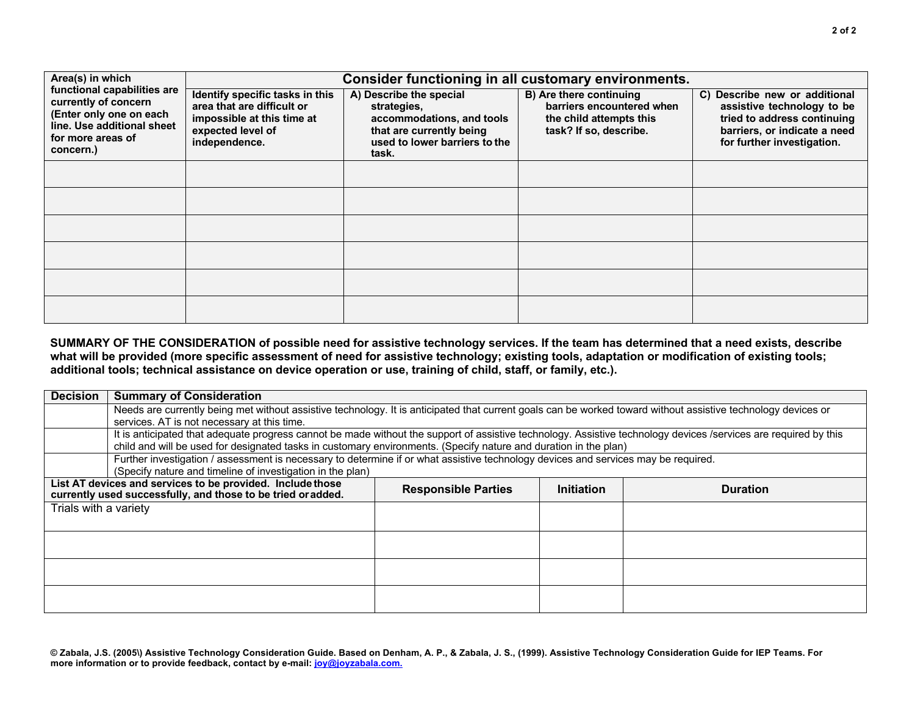| Area(s) in which functional capabilities are currently of concern (Enter only one on each line. Use additional sheet for more areas of concern.) | Consider functioning in all customary environments. | | | |
|---|---|---|---|---|
| | Identify specific tasks in this area that are difficult or impossible at this time at expected level of independence. | A) Describe the special strategies, accommodations, and tools that are currently being used to lower barriers to the task. | B) Are there continuing barriers encountered when the child attempts this task? If so, describe. | C) Describe new or additional assistive technology to be tried to address continuing barriers, or indicate a need for further investigation. |
| | | | | |
| | | | | |
| | | | | |
| | | | | |
| | | | | |
| | | | | |

**SUMMARY OF THE CONSIDERATION of possible need for assistive technology services. If the team has determined that a need exists, describe what will be provided (more specific assessment of need for assistive technology; existing tools, adaptation or modification of existing tools; additional tools; technical assistance on device operation or use, training of child, staff, or family, etc.).**

| Decision | Summary of Consideration |
|---|---|
| | Needs are currently being met without assistive technology. It is anticipated that current goals can be worked toward without assistive technology devices or services. AT is not necessary at this time. |
| | It is anticipated that adequate progress cannot be made without the support of assistive technology. Assistive technology devices /services are required by this child and will be used for designated tasks in customary environments. (Specify nature and duration in the plan) |
| | Further investigation / assessment is necessary to determine if or what assistive technology devices and services may be required. (Specify nature and timeline of investigation in the plan) |

| List AT devices and services to be provided. Include those currently used successfully, and those to be tried or added. | Responsible Parties | Initiation | Duration |
|---|---|---|---|
| Trials with a variety | | | |
| | | | |
| | | | |
| | | | |

**© Zabala, J.S. (2005\) Assistive Technology Consideration Guide. Based on Denham, A. P., & Zabala, J. S., (1999). Assistive Technology Consideration Guide for IEP Teams. For more information or to provide feedback, contact by e-mail: joy@joyzabala.com.**